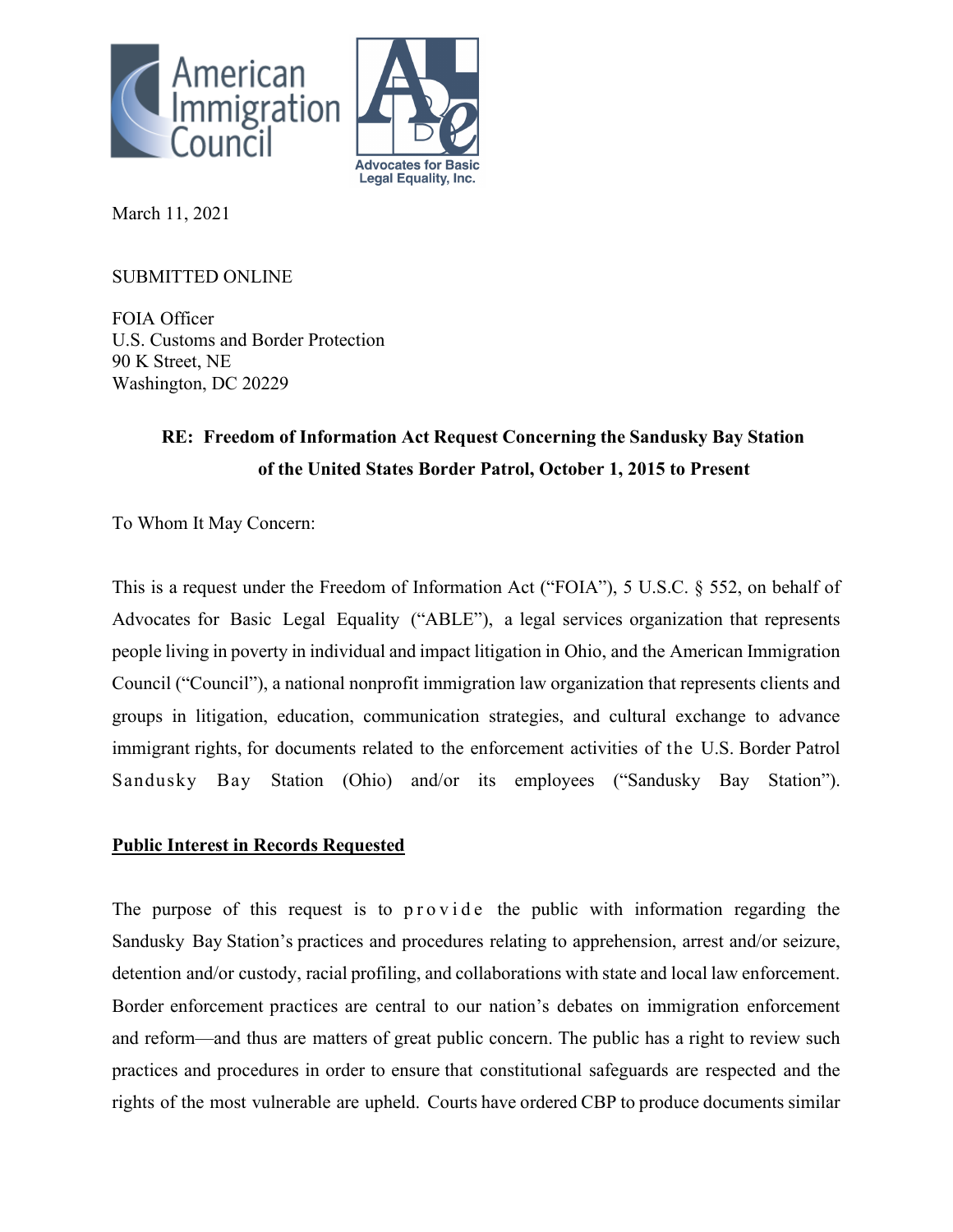American Immigration Council

Advocates for Basic Legal Equality, Inc.

March 11, 2021

SUBMITTED ONLINE

FOIA Officer
U.S. Customs and Border Protection
90 K Street, NE
Washington, DC 20229

**RE: Freedom of Information Act Request Concerning the Sandusky Bay Station of the United States Border Patrol, October 1, 2015 to Present**

To Whom It May Concern:

This is a request under the Freedom of Information Act ("FOIA"), 5 U.S.C. § 552, on behalf of Advocates for Basic Legal Equality ("ABLE"), a legal services organization that represents people living in poverty in individual and impact litigation in Ohio, and the American Immigration Council ("Council"), a national nonprofit immigration law organization that represents clients and groups in litigation, education, communication strategies, and cultural exchange to advance immigrant rights, for documents related to the enforcement activities of the U.S. Border Patrol Sandusky Bay Station (Ohio) and/or its employees ("Sandusky Bay Station").

**Public Interest in Records Requested**

The purpose of this request is to provide the public with information regarding the Sandusky Bay Station's practices and procedures relating to apprehension, arrest and/or seizure, detention and/or custody, racial profiling, and collaborations with state and local law enforcement. Border enforcement practices are central to our nation's debates on immigration enforcement and reform—and thus are matters of great public concern. The public has a right to review such practices and procedures in order to ensure that constitutional safeguards are respected and the rights of the most vulnerable are upheld. Courts have ordered CBP to produce documents similar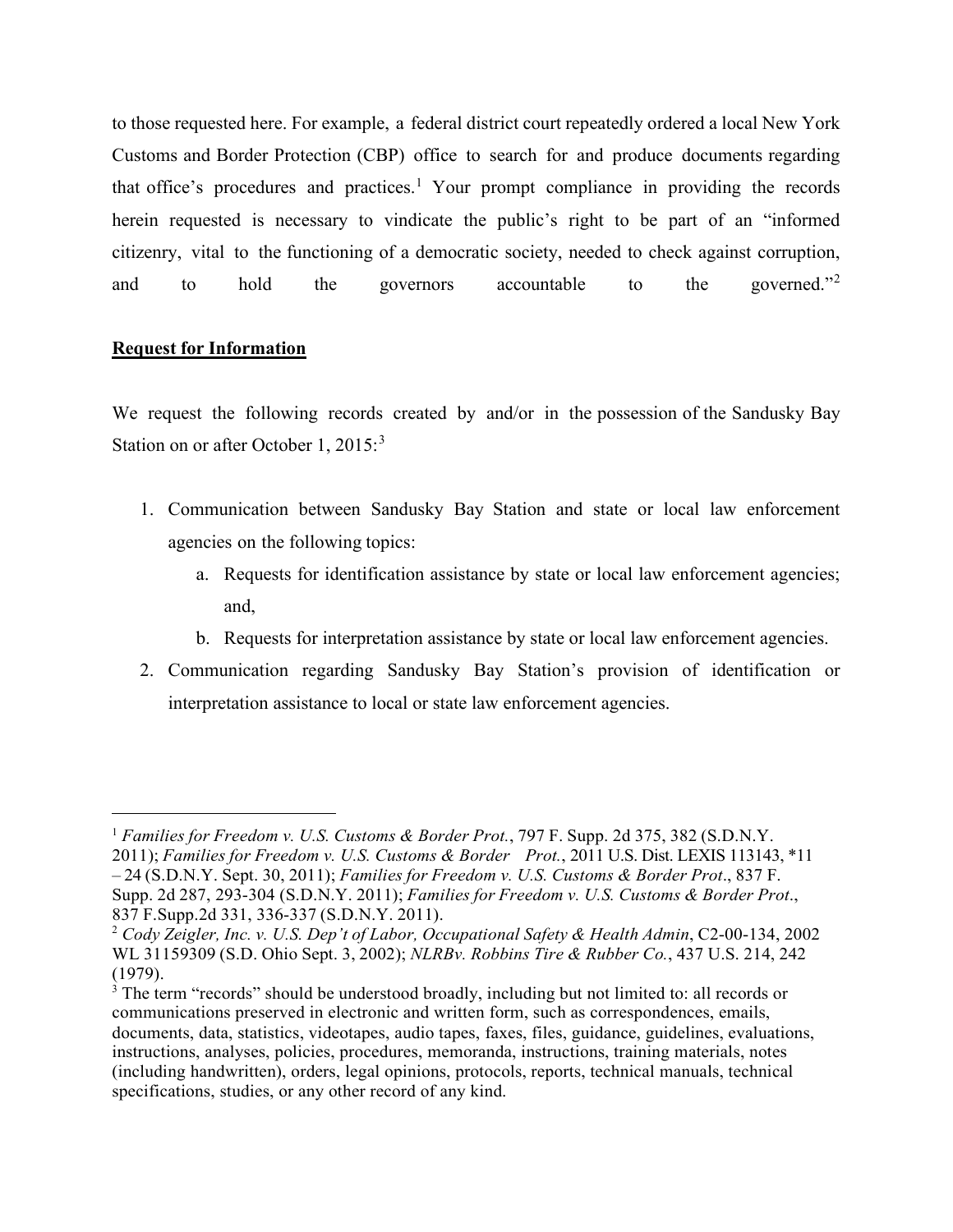to those requested here. For example, a federal district court repeatedly ordered a local New York Customs and Border Protection (CBP) office to search for and produce documents regarding that office's procedures and practices.[1] Your prompt compliance in providing the records herein requested is necessary to vindicate the public's right to be part of an "informed citizenry, vital to the functioning of a democratic society, needed to check against corruption, and to hold the governors accountable to the governed."[2]

**Request for Information**

We request the following records created by and/or in the possession of the Sandusky Bay Station on or after October 1, 2015:[3]

1. Communication between Sandusky Bay Station and state or local law enforcement agencies on the following topics:
   a. Requests for identification assistance by state or local law enforcement agencies; and,
   b. Requests for interpretation assistance by state or local law enforcement agencies.
2. Communication regarding Sandusky Bay Station's provision of identification or interpretation assistance to local or state law enforcement agencies.

---

[1] *Families for Freedom v. U.S. Customs & Border Prot.*, 797 F. Supp. 2d 375, 382 (S.D.N.Y. 2011); *Families for Freedom v. U.S. Customs & Border Prot.*, 2011 U.S. Dist. LEXIS 113143, *11 – 24 (S.D.N.Y. Sept. 30, 2011); *Families for Freedom v. U.S. Customs & Border Prot*., 837 F. Supp. 2d 287, 293-304 (S.D.N.Y. 2011); *Families for Freedom v. U.S. Customs & Border Prot*., 837 F.Supp.2d 331, 336-337 (S.D.N.Y. 2011).

[2] *Cody Zeigler, Inc. v. U.S. Dep't of Labor, Occupational Safety & Health Admin*, C2-00-134, 2002 WL 31159309 (S.D. Ohio Sept. 3, 2002); *NLRBv. Robbins Tire & Rubber Co.*, 437 U.S. 214, 242 (1979).

[3] The term "records" should be understood broadly, including but not limited to: all records or communications preserved in electronic and written form, such as correspondences, emails, documents, data, statistics, videotapes, audio tapes, faxes, files, guidance, guidelines, evaluations, instructions, analyses, policies, procedures, memoranda, instructions, training materials, notes (including handwritten), orders, legal opinions, protocols, reports, technical manuals, technical specifications, studies, or any other record of any kind.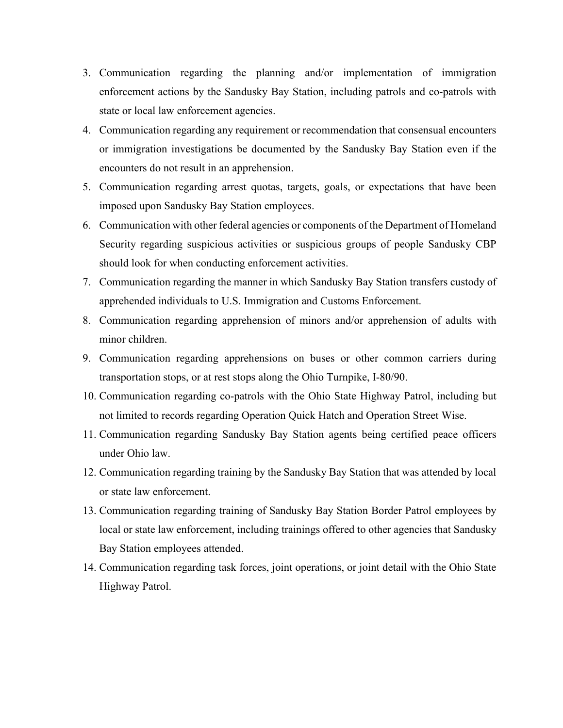3. Communication regarding the planning and/or implementation of immigration enforcement actions by the Sandusky Bay Station, including patrols and co-patrols with state or local law enforcement agencies.
4. Communication regarding any requirement or recommendation that consensual encounters or immigration investigations be documented by the Sandusky Bay Station even if the encounters do not result in an apprehension.
5. Communication regarding arrest quotas, targets, goals, or expectations that have been imposed upon Sandusky Bay Station employees.
6. Communication with other federal agencies or components of the Department of Homeland Security regarding suspicious activities or suspicious groups of people Sandusky CBP should look for when conducting enforcement activities.
7. Communication regarding the manner in which Sandusky Bay Station transfers custody of apprehended individuals to U.S. Immigration and Customs Enforcement.
8. Communication regarding apprehension of minors and/or apprehension of adults with minor children.
9. Communication regarding apprehensions on buses or other common carriers during transportation stops, or at rest stops along the Ohio Turnpike, I-80/90.
10. Communication regarding co-patrols with the Ohio State Highway Patrol, including but not limited to records regarding Operation Quick Hatch and Operation Street Wise.
11. Communication regarding Sandusky Bay Station agents being certified peace officers under Ohio law.
12. Communication regarding training by the Sandusky Bay Station that was attended by local or state law enforcement.
13. Communication regarding training of Sandusky Bay Station Border Patrol employees by local or state law enforcement, including trainings offered to other agencies that Sandusky Bay Station employees attended.
14. Communication regarding task forces, joint operations, or joint detail with the Ohio State Highway Patrol.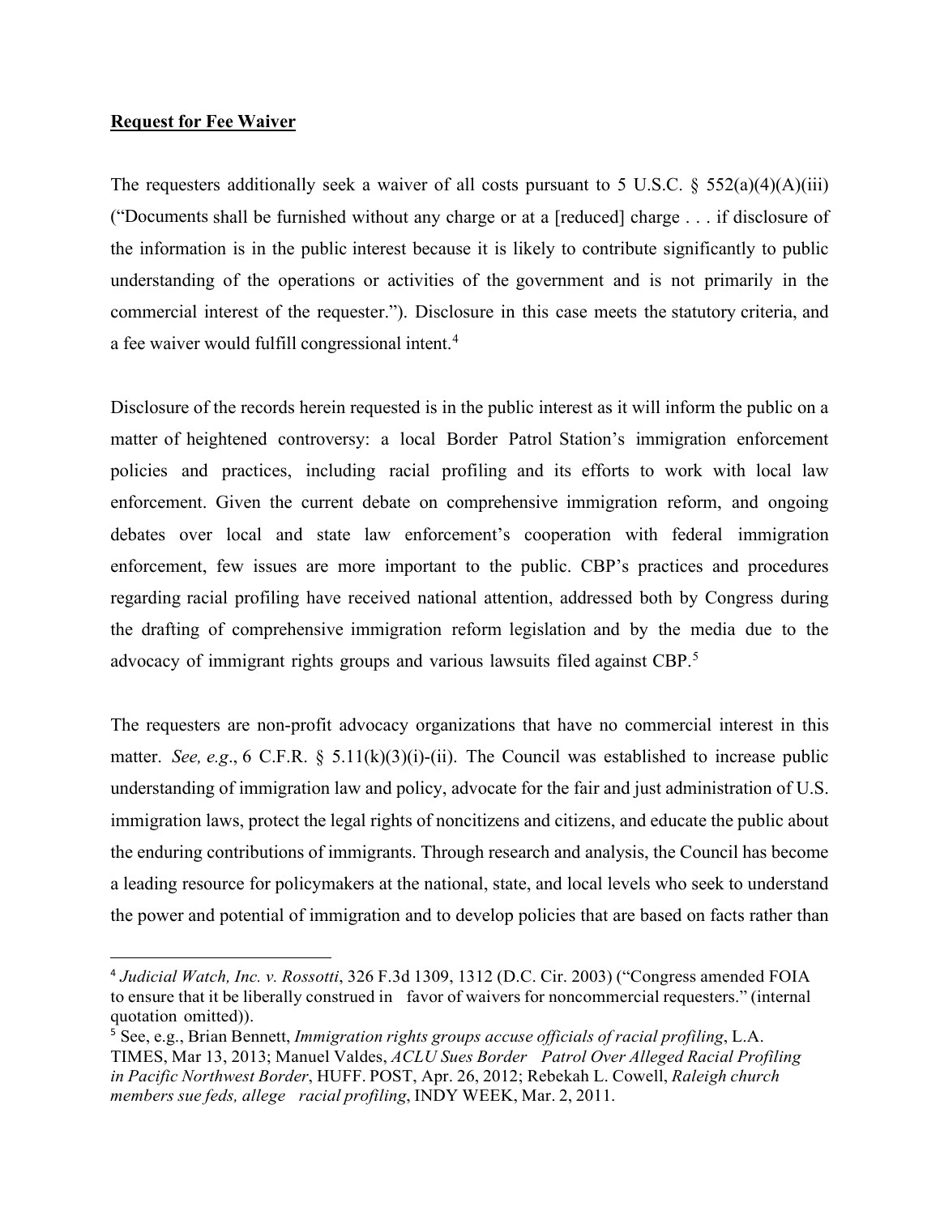**Request for Fee Waiver**

The requesters additionally seek a waiver of all costs pursuant to 5 U.S.C. § 552(a)(4)(A)(iii) ("Documents shall be furnished without any charge or at a [reduced] charge . . . if disclosure of the information is in the public interest because it is likely to contribute significantly to public understanding of the operations or activities of the government and is not primarily in the commercial interest of the requester."). Disclosure in this case meets the statutory criteria, and a fee waiver would fulfill congressional intent.[4]

Disclosure of the records herein requested is in the public interest as it will inform the public on a matter of heightened controversy: a local Border Patrol Station's immigration enforcement policies and practices, including racial profiling and its efforts to work with local law enforcement. Given the current debate on comprehensive immigration reform, and ongoing debates over local and state law enforcement's cooperation with federal immigration enforcement, few issues are more important to the public. CBP's practices and procedures regarding racial profiling have received national attention, addressed both by Congress during the drafting of comprehensive immigration reform legislation and by the media due to the advocacy of immigrant rights groups and various lawsuits filed against CBP.[5]

The requesters are non-profit advocacy organizations that have no commercial interest in this matter. *See, e.g*., 6 C.F.R. § 5.11(k)(3)(i)-(ii). The Council was established to increase public understanding of immigration law and policy, advocate for the fair and just administration of U.S. immigration laws, protect the legal rights of noncitizens and citizens, and educate the public about the enduring contributions of immigrants. Through research and analysis, the Council has become a leading resource for policymakers at the national, state, and local levels who seek to understand the power and potential of immigration and to develop policies that are based on facts rather than

---

[4] *Judicial Watch, Inc. v. Rossotti*, 326 F.3d 1309, 1312 (D.C. Cir. 2003) ("Congress amended FOIA to ensure that it be liberally construed in favor of waivers for noncommercial requesters." (internal quotation omitted)).

[5] See, e.g., Brian Bennett, *Immigration rights groups accuse officials of racial profiling*, L.A. TIMES, Mar 13, 2013; Manuel Valdes, *ACLU Sues Border Patrol Over Alleged Racial Profiling in Pacific Northwest Border*, HUFF. POST, Apr. 26, 2012; Rebekah L. Cowell, *Raleigh church members sue feds, allege racial profiling*, INDY WEEK, Mar. 2, 2011.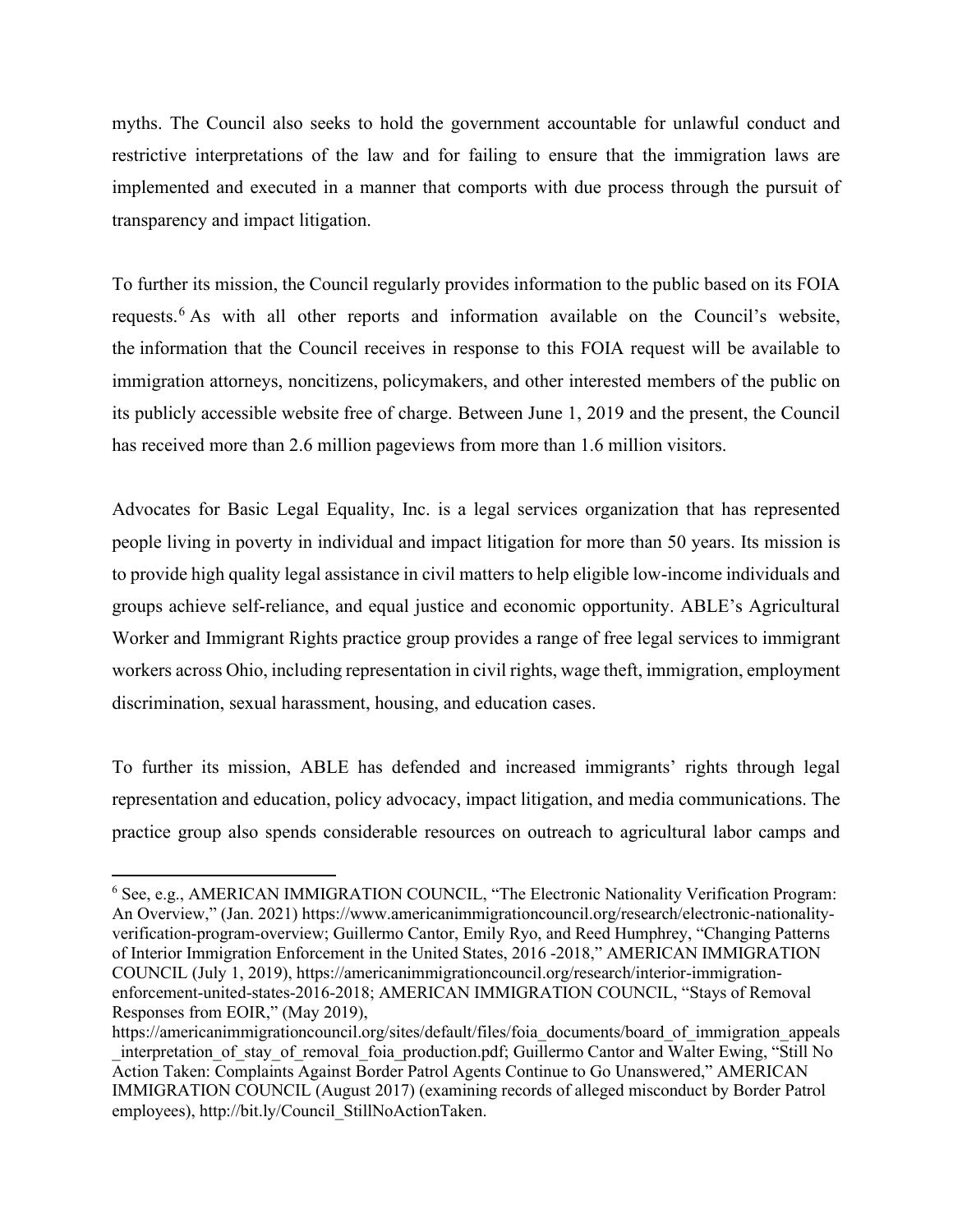myths. The Council also seeks to hold the government accountable for unlawful conduct and restrictive interpretations of the law and for failing to ensure that the immigration laws are implemented and executed in a manner that comports with due process through the pursuit of transparency and impact litigation.

To further its mission, the Council regularly provides information to the public based on its FOIA requests.[6] As with all other reports and information available on the Council's website, the information that the Council receives in response to this FOIA request will be available to immigration attorneys, noncitizens, policymakers, and other interested members of the public on its publicly accessible website free of charge. Between June 1, 2019 and the present, the Council has received more than 2.6 million pageviews from more than 1.6 million visitors.

Advocates for Basic Legal Equality, Inc. is a legal services organization that has represented people living in poverty in individual and impact litigation for more than 50 years. Its mission is to provide high quality legal assistance in civil matters to help eligible low-income individuals and groups achieve self-reliance, and equal justice and economic opportunity. ABLE's Agricultural Worker and Immigrant Rights practice group provides a range of free legal services to immigrant workers across Ohio, including representation in civil rights, wage theft, immigration, employment discrimination, sexual harassment, housing, and education cases.

To further its mission, ABLE has defended and increased immigrants' rights through legal representation and education, policy advocacy, impact litigation, and media communications. The practice group also spends considerable resources on outreach to agricultural labor camps and

---

[6] See, e.g., AMERICAN IMMIGRATION COUNCIL, "The Electronic Nationality Verification Program: An Overview," (Jan. 2021) https://www.americanimmigrationcouncil.org/research/electronic-nationality-verification-program-overview; Guillermo Cantor, Emily Ryo, and Reed Humphrey, "Changing Patterns of Interior Immigration Enforcement in the United States, 2016 -2018," AMERICAN IMMIGRATION COUNCIL (July 1, 2019), https://americanimmigrationcouncil.org/research/interior-immigration-enforcement-united-states-2016-2018; AMERICAN IMMIGRATION COUNCIL, "Stays of Removal Responses from EOIR," (May 2019), https://americanimmigrationcouncil.org/sites/default/files/foia_documents/board_of_immigration_appeals_interpretation_of_stay_of_removal_foia_production.pdf; Guillermo Cantor and Walter Ewing, "Still No Action Taken: Complaints Against Border Patrol Agents Continue to Go Unanswered," AMERICAN IMMIGRATION COUNCIL (August 2017) (examining records of alleged misconduct by Border Patrol employees), http://bit.ly/Council_StillNoActionTaken.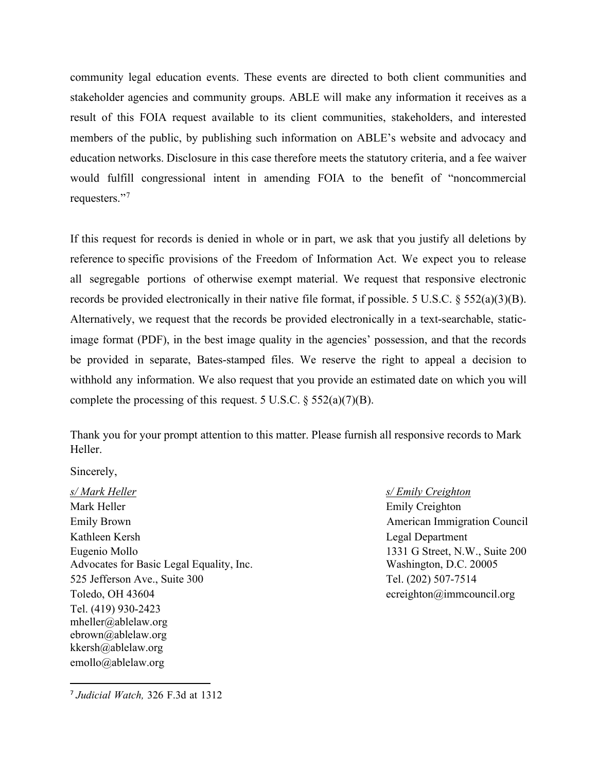community legal education events. These events are directed to both client communities and stakeholder agencies and community groups. ABLE will make any information it receives as a result of this FOIA request available to its client communities, stakeholders, and interested members of the public, by publishing such information on ABLE's website and advocacy and education networks. Disclosure in this case therefore meets the statutory criteria, and a fee waiver would fulfill congressional intent in amending FOIA to the benefit of "noncommercial requesters."[7]

If this request for records is denied in whole or in part, we ask that you justify all deletions by reference to specific provisions of the Freedom of Information Act. We expect you to release all segregable portions of otherwise exempt material. We request that responsive electronic records be provided electronically in their native file format, if possible. 5 U.S.C. § 552(a)(3)(B). Alternatively, we request that the records be provided electronically in a text-searchable, static-image format (PDF), in the best image quality in the agencies' possession, and that the records be provided in separate, Bates-stamped files. We reserve the right to appeal a decision to withhold any information. We also request that you provide an estimated date on which you will complete the processing of this request. 5 U.S.C. § 552(a)(7)(B).

Thank you for your prompt attention to this matter. Please furnish all responsive records to Mark Heller.

Sincerely,

*s/ Mark Heller*
Mark Heller
Emily Brown
Kathleen Kersh
Eugenio Mollo
Advocates for Basic Legal Equality, Inc.
525 Jefferson Ave., Suite 300
Toledo, OH 43604
Tel. (419) 930-2423
mheller@ablelaw.org
ebrown@ablelaw.org
kkersh@ablelaw.org
emollo@ablelaw.org

*s/ Emily Creighton*
Emily Creighton
American Immigration Council
Legal Department
1331 G Street, N.W., Suite 200
Washington, D.C. 20005
Tel. (202) 507-7514
ecreighton@immcouncil.org

---

[7] *Judicial Watch,* 326 F.3d at 1312